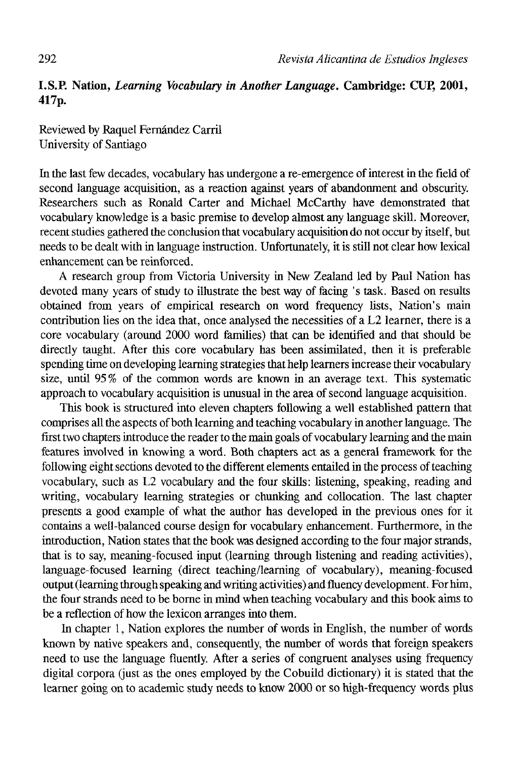**I.S.P. Nation, *Learning Vocabulary in Another Language*. Cambridge: CUP, 2001, 417p.**

Reviewed by Raquel Fernández Carril
University of Santiago

In the last few decades, vocabulary has undergone a re-emergence of interest in the field of second language acquisition, as a reaction against years of abandonment and obscurity. Researchers such as Ronald Carter and Michael McCarthy have demonstrated that vocabulary knowledge is a basic premise to develop almost any language skill. Moreover, recent studies gathered the conclusion that vocabulary acquisition do not occur by itself, but needs to be dealt with in language instruction. Unfortunately, it is still not clear how lexical enhancement can be reinforced.

A research group from Victoria University in New Zealand led by Paul Nation has devoted many years of study to illustrate the best way of facing 's task. Based on results obtained from years of empirical research on word frequency lists, Nation's main contribution lies on the idea that, once analysed the necessities of a L2 learner, there is a core vocabulary (around 2000 word families) that can be identified and that should be directly taught. After this core vocabulary has been assimilated, then it is preferable spending time on developing learning strategies that help learners increase their vocabulary size, until 95% of the common words are known in an average text. This systematic approach to vocabulary acquisition is unusual in the area of second language acquisition.

This book is structured into eleven chapters following a well established pattern that comprises all the aspects of both learning and teaching vocabulary in another language. The first two chapters introduce the reader to the main goals of vocabulary learning and the main features involved in knowing a word. Both chapters act as a general framework for the following eight sections devoted to the different elements entailed in the process of teaching vocabulary, such as L2 vocabulary and the four skills: listening, speaking, reading and writing, vocabulary learning strategies or chunking and collocation. The last chapter presents a good example of what the author has developed in the previous ones for it contains a well-balanced course design for vocabulary enhancement. Furthermore, in the introduction, Nation states that the book was designed according to the four major strands, that is to say, meaning-focused input (learning through listening and reading activities), language-focused learning (direct teaching/learning of vocabulary), meaning-focused output (learning through speaking and writing activities) and fluency development. For him, the four strands need to be borne in mind when teaching vocabulary and this book aims to be a reflection of how the lexicon arranges into them.

In chapter 1, Nation explores the number of words in English, the number of words known by native speakers and, consequently, the number of words that foreign speakers need to use the language fluently. After a series of congruent analyses using frequency digital corpora (just as the ones employed by the Cobuild dictionary) it is stated that the learner going on to academic study needs to know 2000 or so high-frequency words plus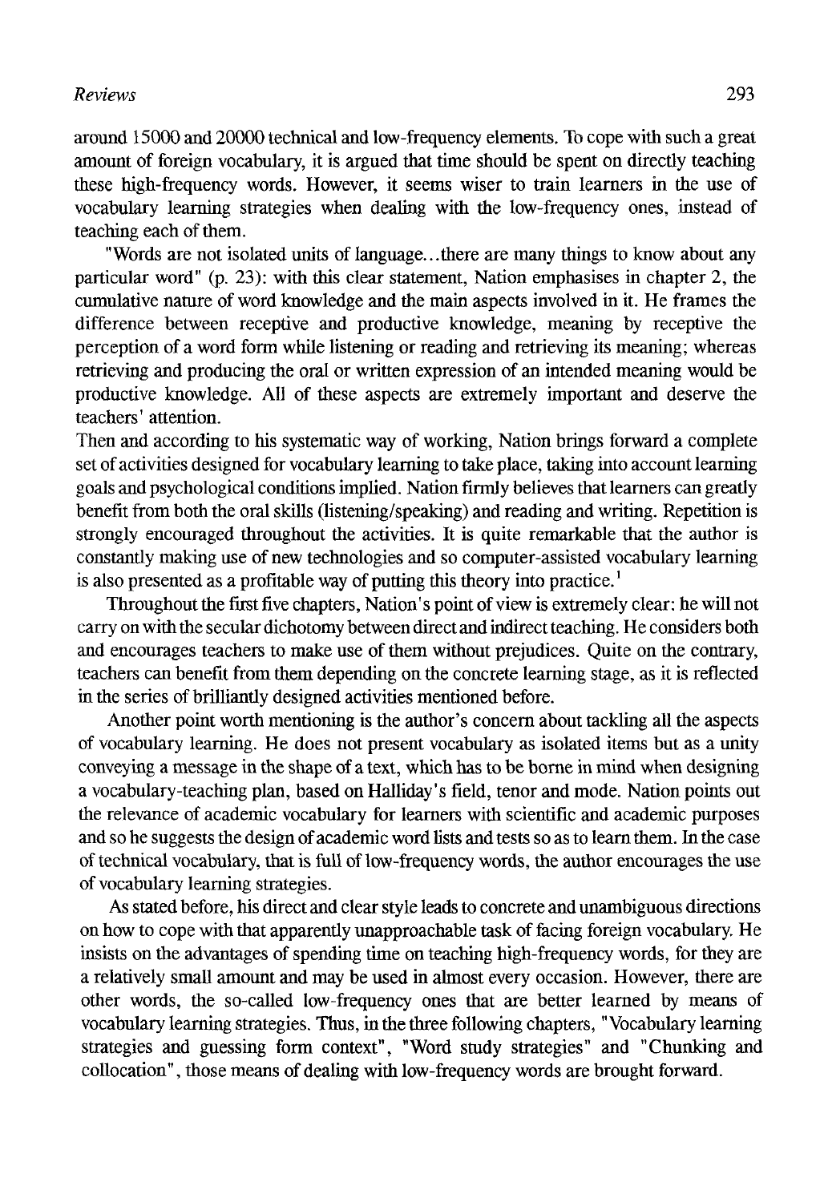around 15000 and 20000 technical and low-frequency elements. To cope with such a great amount of foreign vocabulary, it is argued that time should be spent on directly teaching these high-frequency words. However, it seems wiser to train learners in the use of vocabulary learning strategies when dealing with the low-frequency ones, instead of teaching each of them.

"Words are not isolated units of language...there are many things to know about any particular word" (p. 23): with this clear statement, Nation emphasises in chapter 2, the cumulative nature of word knowledge and the main aspects involved in it. He frames the difference between receptive and productive knowledge, meaning by receptive the perception of a word form while listening or reading and retrieving its meaning; whereas retrieving and producing the oral or written expression of an intended meaning would be productive knowledge. All of these aspects are extremely important and deserve the teachers' attention.

Then and according to his systematic way of working, Nation brings forward a complete set of activities designed for vocabulary learning to take place, taking into account learning goals and psychological conditions implied. Nation firmly believes that learners can greatly benefit from both the oral skills (listening/speaking) and reading and writing. Repetition is strongly encouraged throughout the activities. It is quite remarkable that the author is constantly making use of new technologies and so computer-assisted vocabulary learning is also presented as a profitable way of putting this theory into practice.[1]

Throughout the first five chapters, Nation's point of view is extremely clear: he will not carry on with the secular dichotomy between direct and indirect teaching. He considers both and encourages teachers to make use of them without prejudices. Quite on the contrary, teachers can benefit from them depending on the concrete learning stage, as it is reflected in the series of brilliantly designed activities mentioned before.

Another point worth mentioning is the author's concern about tackling all the aspects of vocabulary learning. He does not present vocabulary as isolated items but as a unity conveying a message in the shape of a text, which has to be borne in mind when designing a vocabulary-teaching plan, based on Halliday's field, tenor and mode. Nation points out the relevance of academic vocabulary for learners with scientific and academic purposes and so he suggests the design of academic word lists and tests so as to learn them. In the case of technical vocabulary, that is full of low-frequency words, the author encourages the use of vocabulary learning strategies.

As stated before, his direct and clear style leads to concrete and unambiguous directions on how to cope with that apparently unapproachable task of facing foreign vocabulary. He insists on the advantages of spending time on teaching high-frequency words, for they are a relatively small amount and may be used in almost every occasion. However, there are other words, the so-called low-frequency ones that are better learned by means of vocabulary learning strategies. Thus, in the three following chapters, "Vocabulary learning strategies and guessing form context", "Word study strategies" and "Chunking and collocation", those means of dealing with low-frequency words are brought forward.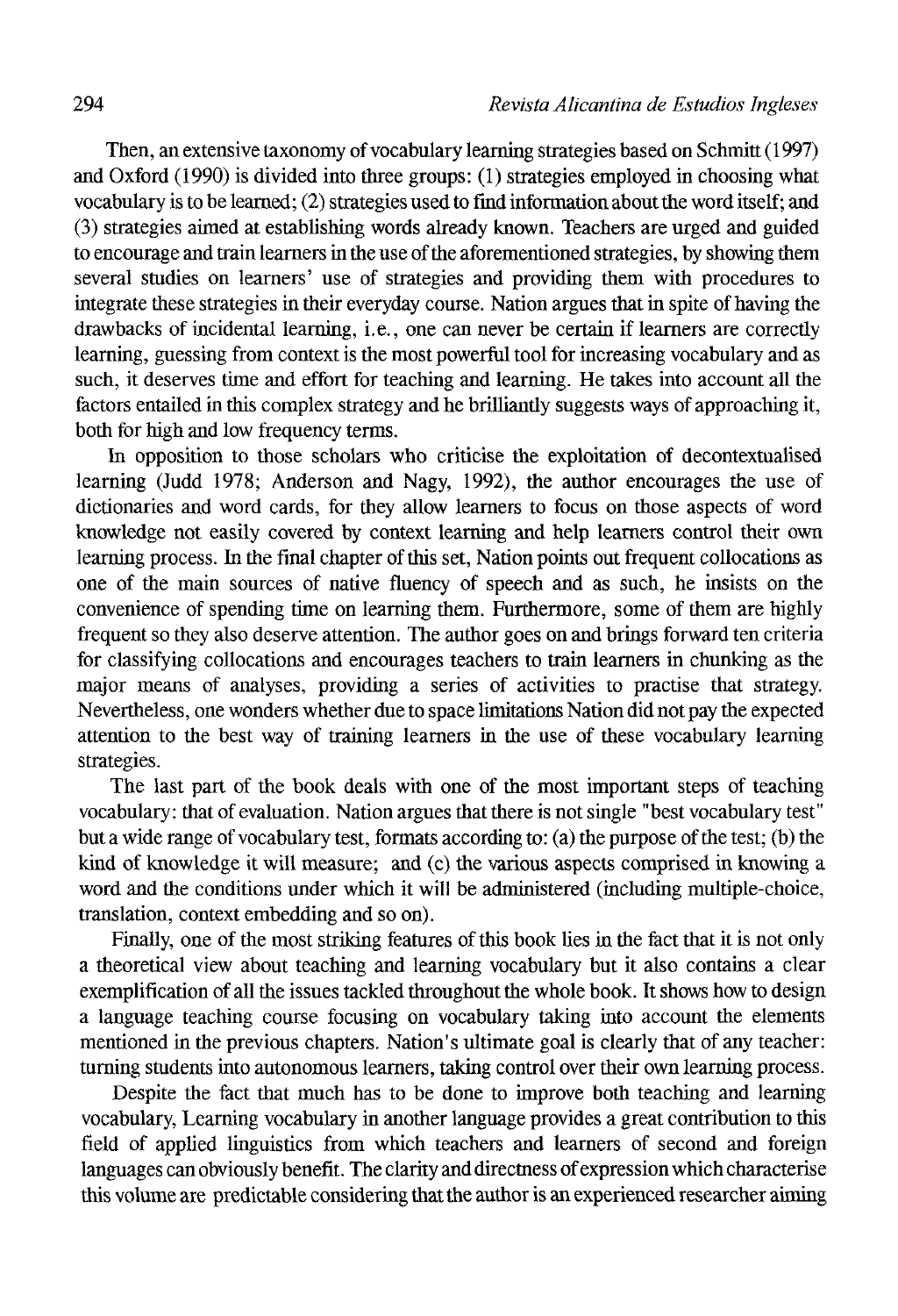Then, an extensive taxonomy of vocabulary learning strategies based on Schmitt (1997) and Oxford (1990) is divided into three groups: (1) strategies employed in choosing what vocabulary is to be learned; (2) strategies used to find information about the word itself; and (3) strategies aimed at establishing words already known. Teachers are urged and guided to encourage and train learners in the use of the aforementioned strategies, by showing them several studies on learners' use of strategies and providing them with procedures to integrate these strategies in their everyday course. Nation argues that in spite of having the drawbacks of incidental learning, i.e., one can never be certain if learners are correctly learning, guessing from context is the most powerful tool for increasing vocabulary and as such, it deserves time and effort for teaching and learning. He takes into account all the factors entailed in this complex strategy and he brilliantly suggests ways of approaching it, both for high and low frequency terms.

In opposition to those scholars who criticise the exploitation of decontextualised learning (Judd 1978; Anderson and Nagy, 1992), the author encourages the use of dictionaries and word cards, for they allow learners to focus on those aspects of word knowledge not easily covered by context learning and help learners control their own learning process. In the final chapter of this set, Nation points out frequent collocations as one of the main sources of native fluency of speech and as such, he insists on the convenience of spending time on learning them. Furthermore, some of them are highly frequent so they also deserve attention. The author goes on and brings forward ten criteria for classifying collocations and encourages teachers to train learners in chunking as the major means of analyses, providing a series of activities to practise that strategy. Nevertheless, one wonders whether due to space limitations Nation did not pay the expected attention to the best way of training learners in the use of these vocabulary learning strategies.

The last part of the book deals with one of the most important steps of teaching vocabulary: that of evaluation. Nation argues that there is not single "best vocabulary test" but a wide range of vocabulary test, formats according to: (a) the purpose of the test; (b) the kind of knowledge it will measure; and (c) the various aspects comprised in knowing a word and the conditions under which it will be administered (including multiple-choice, translation, context embedding and so on).

Finally, one of the most striking features of this book lies in the fact that it is not only a theoretical view about teaching and learning vocabulary but it also contains a clear exemplification of all the issues tackled throughout the whole book. It shows how to design a language teaching course focusing on vocabulary taking into account the elements mentioned in the previous chapters. Nation's ultimate goal is clearly that of any teacher: turning students into autonomous learners, taking control over their own learning process.

Despite the fact that much has to be done to improve both teaching and learning vocabulary, Learning vocabulary in another language provides a great contribution to this field of applied linguistics from which teachers and learners of second and foreign languages can obviously benefit. The clarity and directness of expression which characterise this volume are predictable considering that the author is an experienced researcher aiming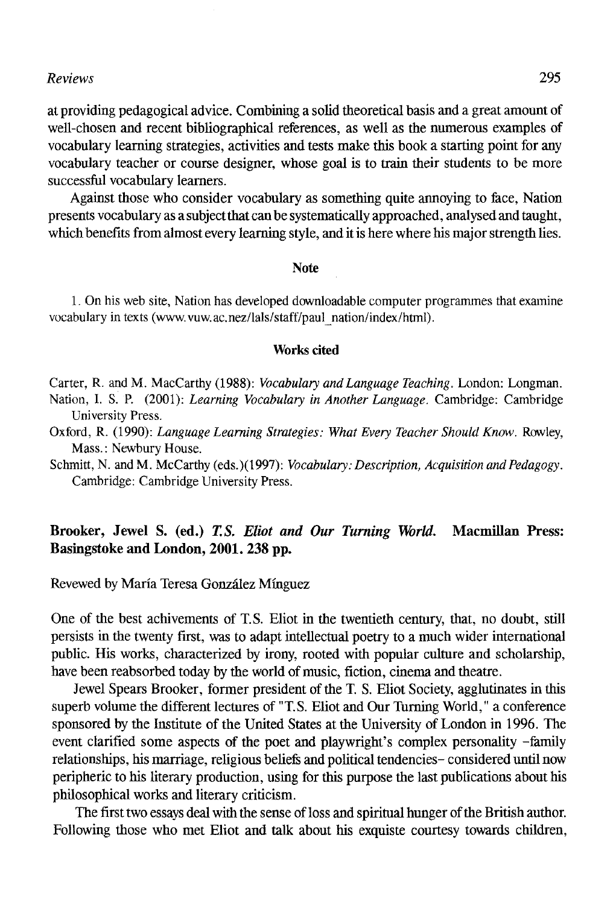at providing pedagogical advice. Combining a solid theoretical basis and a great amount of well-chosen and recent bibliographical references, as well as the numerous examples of vocabulary learning strategies, activities and tests make this book a starting point for any vocabulary teacher or course designer, whose goal is to train their students to be more successful vocabulary learners.

Against those who consider vocabulary as something quite annoying to face, Nation presents vocabulary as a subject that can be systematically approached, analysed and taught, which benefits from almost every learning style, and it is here where his major strength lies.

### Note

1. On his web site, Nation has developed downloadable computer programmes that examine vocabulary in texts (www.vuw.ac.nez/lals/staff/paul_nation/index/html).

### Works cited

Carter, R. and M. MacCarthy (1988): *Vocabulary and Language Teaching*. London: Longman.

Nation, I. S. P. (2001): *Learning Vocabulary in Another Language*. Cambridge: Cambridge University Press.

Oxford, R. (1990): *Language Learning Strategies: What Every Teacher Should Know*. Rowley, Mass.: Newbury House.

Schmitt, N. and M. McCarthy (eds.)(1997): *Vocabulary: Description, Acquisition and Pedagogy*. Cambridge: Cambridge University Press.

## Brooker, Jewel S. (ed.) *T.S. Eliot and Our Turning World.* Macmillan Press: Basingstoke and London, 2001. 238 pp.

Revewed by María Teresa González Mínguez

One of the best achivements of T.S. Eliot in the twentieth century, that, no doubt, still persists in the twenty first, was to adapt intellectual poetry to a much wider international public. His works, characterized by irony, rooted with popular culture and scholarship, have been reabsorbed today by the world of music, fiction, cinema and theatre.

Jewel Spears Brooker, former president of the T. S. Eliot Society, agglutinates in this superb volume the different lectures of "T.S. Eliot and Our Turning World," a conference sponsored by the Institute of the United States at the University of London in 1996. The event clarified some aspects of the poet and playwright's complex personality -family relationships, his marriage, religious beliefs and political tendencies- considered until now peripheric to his literary production, using for this purpose the last publications about his philosophical works and literary criticism.

The first two essays deal with the sense of loss and spiritual hunger of the British author. Following those who met Eliot and talk about his exquiste courtesy towards children,